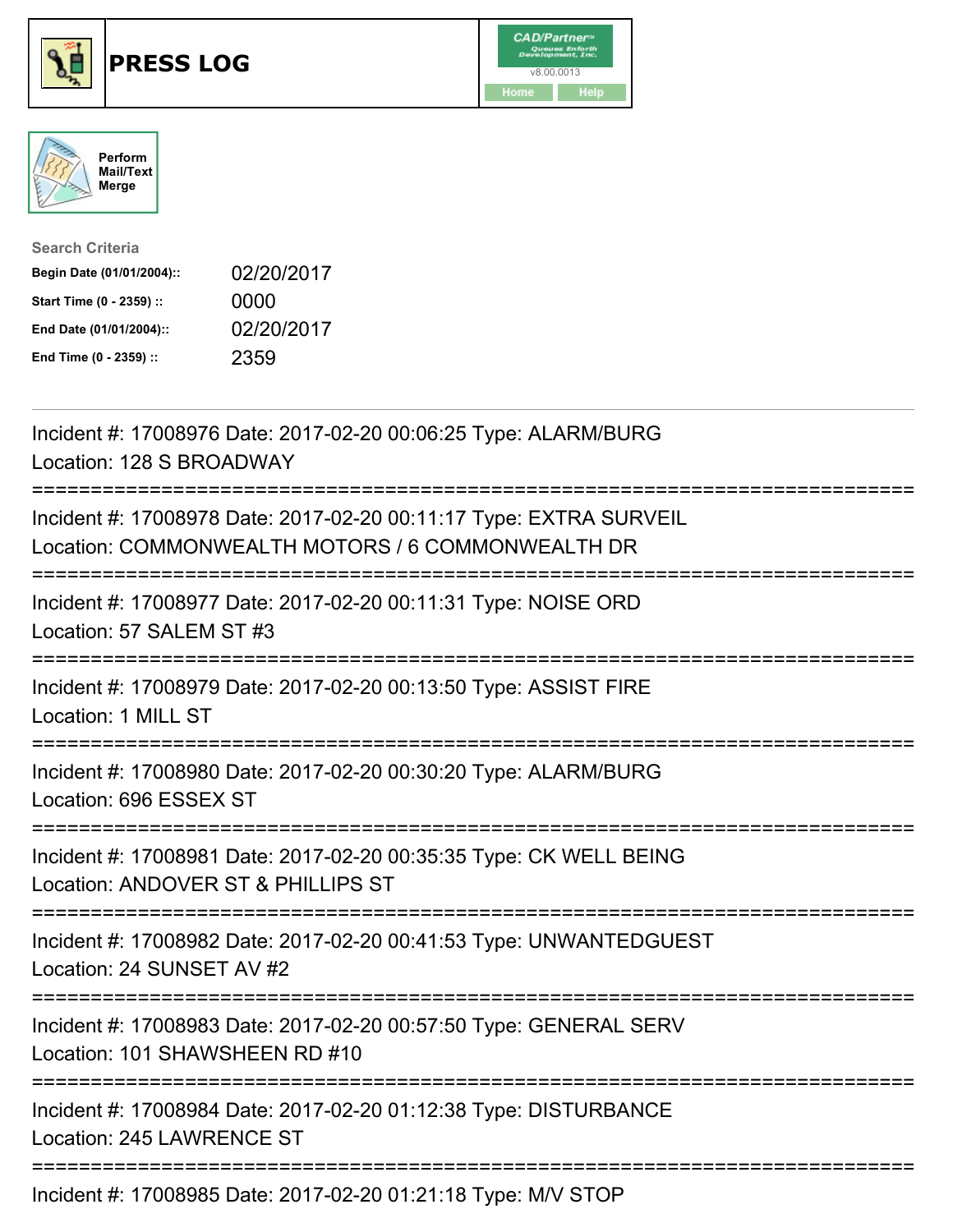# PRESS LOG

CAD/Partner™ v8.00.0013

Home Help

Perform Mail/Text Merge

**Search Criteria**

| | |
|---|---|
| **Begin Date (01/01/2004)::** | 02/20/2017 |
| **Start Time (0 - 2359) ::** | 0000 |
| **End Date (01/01/2004)::** | 02/20/2017 |
| **End Time (0 - 2359) ::** | 2359 |

Incident #: 17008976 Date: 2017-02-20 00:06:25 Type: ALARM/BURG
Location: 128 S BROADWAY

===========================================================================

Incident #: 17008978 Date: 2017-02-20 00:11:17 Type: EXTRA SURVEIL
Location: COMMONWEALTH MOTORS / 6 COMMONWEALTH DR

===========================================================================

Incident #: 17008977 Date: 2017-02-20 00:11:31 Type: NOISE ORD
Location: 57 SALEM ST #3

===========================================================================

Incident #: 17008979 Date: 2017-02-20 00:13:50 Type: ASSIST FIRE
Location: 1 MILL ST

===========================================================================

Incident #: 17008980 Date: 2017-02-20 00:30:20 Type: ALARM/BURG
Location: 696 ESSEX ST

===========================================================================

Incident #: 17008981 Date: 2017-02-20 00:35:35 Type: CK WELL BEING
Location: ANDOVER ST & PHILLIPS ST

===========================================================================

Incident #: 17008982 Date: 2017-02-20 00:41:53 Type: UNWANTEDGUEST
Location: 24 SUNSET AV #2

===========================================================================

Incident #: 17008983 Date: 2017-02-20 00:57:50 Type: GENERAL SERV
Location: 101 SHAWSHEEN RD #10

===========================================================================

Incident #: 17008984 Date: 2017-02-20 01:12:38 Type: DISTURBANCE
Location: 245 LAWRENCE ST

===========================================================================

Incident #: 17008985 Date: 2017-02-20 01:21:18 Type: M/V STOP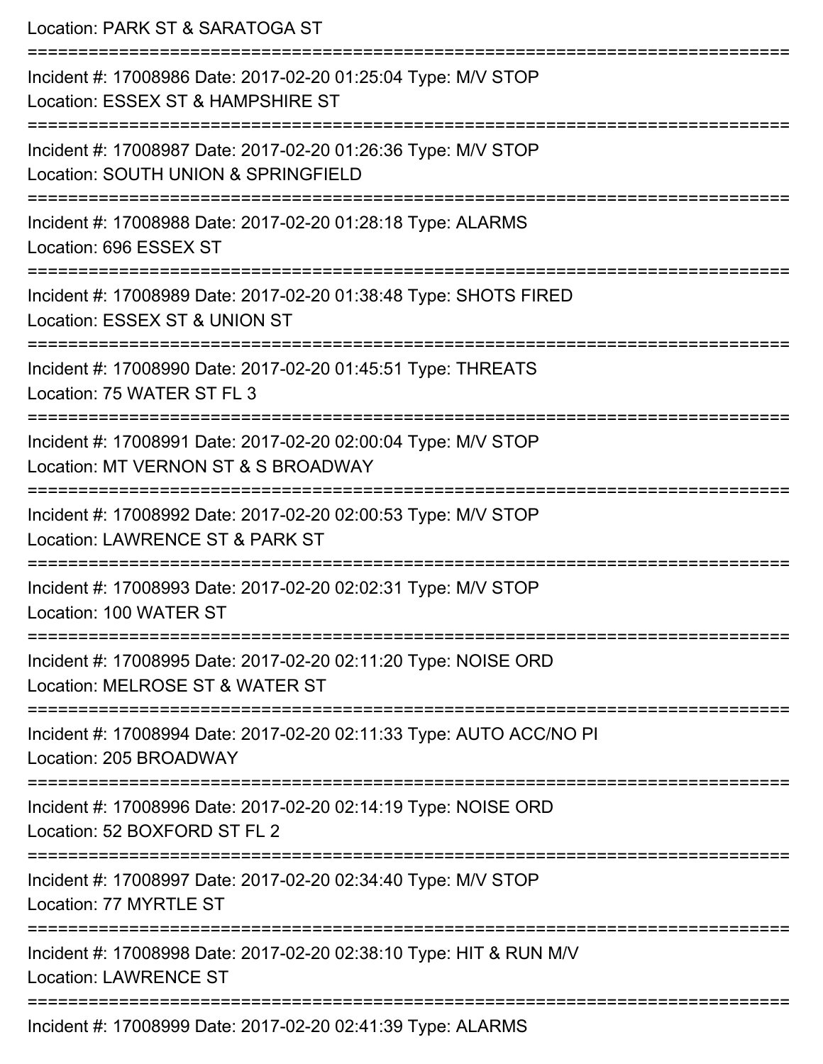Location: PARK ST & SARATOGA ST

===========================================================================

Incident #: 17008986 Date: 2017-02-20 01:25:04 Type: M/V STOP
Location: ESSEX ST & HAMPSHIRE ST

===========================================================================

Incident #: 17008987 Date: 2017-02-20 01:26:36 Type: M/V STOP
Location: SOUTH UNION & SPRINGFIELD

===========================================================================

Incident #: 17008988 Date: 2017-02-20 01:28:18 Type: ALARMS
Location: 696 ESSEX ST

===========================================================================

Incident #: 17008989 Date: 2017-02-20 01:38:48 Type: SHOTS FIRED
Location: ESSEX ST & UNION ST

===========================================================================

Incident #: 17008990 Date: 2017-02-20 01:45:51 Type: THREATS
Location: 75 WATER ST FL 3

===========================================================================

Incident #: 17008991 Date: 2017-02-20 02:00:04 Type: M/V STOP
Location: MT VERNON ST & S BROADWAY

===========================================================================

Incident #: 17008992 Date: 2017-02-20 02:00:53 Type: M/V STOP
Location: LAWRENCE ST & PARK ST

===========================================================================

Incident #: 17008993 Date: 2017-02-20 02:02:31 Type: M/V STOP
Location: 100 WATER ST

===========================================================================

Incident #: 17008995 Date: 2017-02-20 02:11:20 Type: NOISE ORD
Location: MELROSE ST & WATER ST

===========================================================================

Incident #: 17008994 Date: 2017-02-20 02:11:33 Type: AUTO ACC/NO PI
Location: 205 BROADWAY

===========================================================================

Incident #: 17008996 Date: 2017-02-20 02:14:19 Type: NOISE ORD
Location: 52 BOXFORD ST FL 2

===========================================================================

Incident #: 17008997 Date: 2017-02-20 02:34:40 Type: M/V STOP
Location: 77 MYRTLE ST

===========================================================================

Incident #: 17008998 Date: 2017-02-20 02:38:10 Type: HIT & RUN M/V
Location: LAWRENCE ST

===========================================================================

Incident #: 17008999 Date: 2017-02-20 02:41:39 Type: ALARMS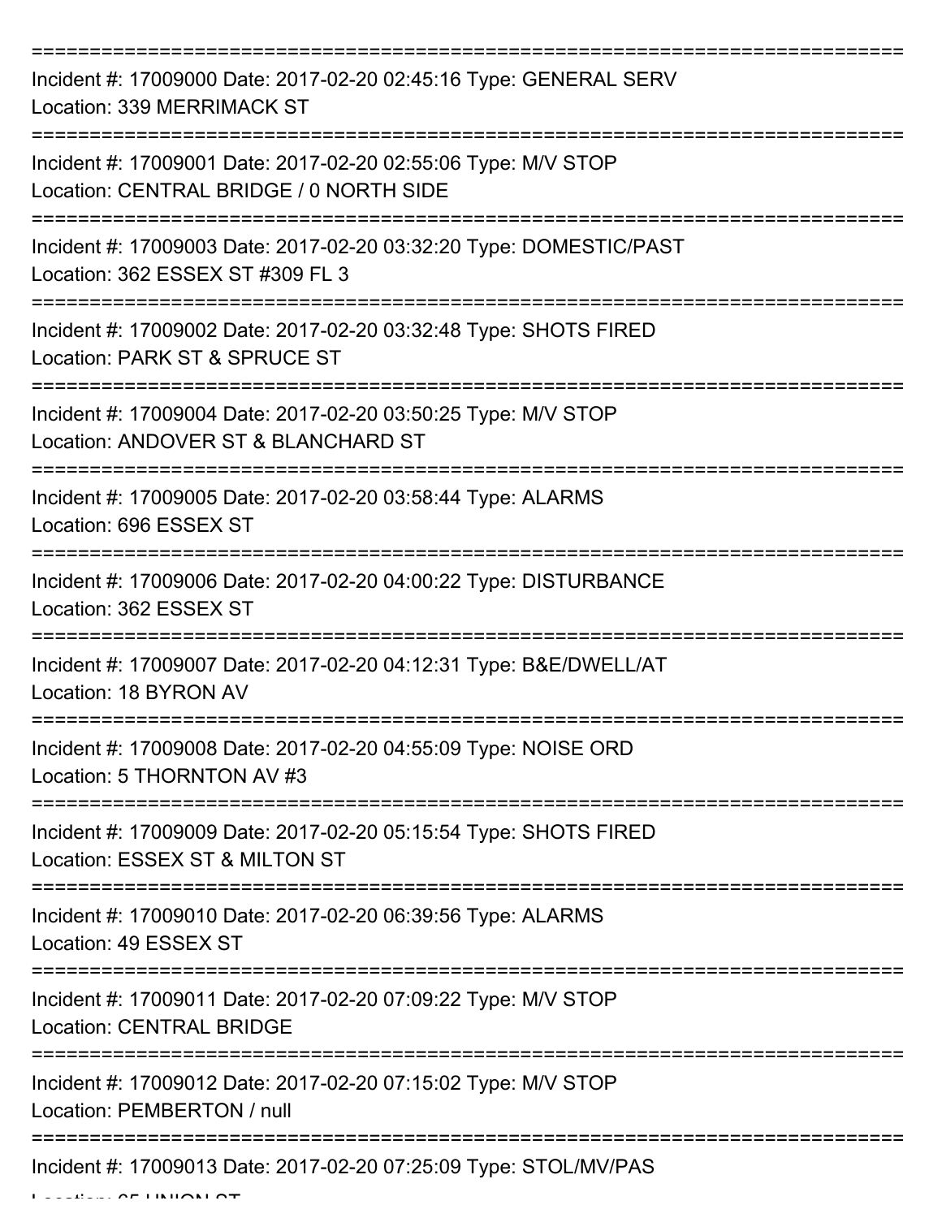===========================================================================

Incident #: 17009000 Date: 2017-02-20 02:45:16 Type: GENERAL SERV
Location: 339 MERRIMACK ST

===========================================================================

Incident #: 17009001 Date: 2017-02-20 02:55:06 Type: M/V STOP
Location: CENTRAL BRIDGE / 0 NORTH SIDE

===========================================================================

Incident #: 17009003 Date: 2017-02-20 03:32:20 Type: DOMESTIC/PAST
Location: 362 ESSEX ST #309 FL 3

===========================================================================

Incident #: 17009002 Date: 2017-02-20 03:32:48 Type: SHOTS FIRED
Location: PARK ST & SPRUCE ST

===========================================================================

Incident #: 17009004 Date: 2017-02-20 03:50:25 Type: M/V STOP
Location: ANDOVER ST & BLANCHARD ST

===========================================================================

Incident #: 17009005 Date: 2017-02-20 03:58:44 Type: ALARMS
Location: 696 ESSEX ST

===========================================================================

Incident #: 17009006 Date: 2017-02-20 04:00:22 Type: DISTURBANCE
Location: 362 ESSEX ST

===========================================================================

Incident #: 17009007 Date: 2017-02-20 04:12:31 Type: B&E/DWELL/AT
Location: 18 BYRON AV

===========================================================================

Incident #: 17009008 Date: 2017-02-20 04:55:09 Type: NOISE ORD
Location: 5 THORNTON AV #3

===========================================================================

Incident #: 17009009 Date: 2017-02-20 05:15:54 Type: SHOTS FIRED
Location: ESSEX ST & MILTON ST

===========================================================================

Incident #: 17009010 Date: 2017-02-20 06:39:56 Type: ALARMS
Location: 49 ESSEX ST

===========================================================================

Incident #: 17009011 Date: 2017-02-20 07:09:22 Type: M/V STOP
Location: CENTRAL BRIDGE

===========================================================================

Incident #: 17009012 Date: 2017-02-20 07:15:02 Type: M/V STOP
Location: PEMBERTON / null

===========================================================================

Incident #: 17009013 Date: 2017-02-20 07:25:09 Type: STOL/MV/PAS
Location: 65 UNION ST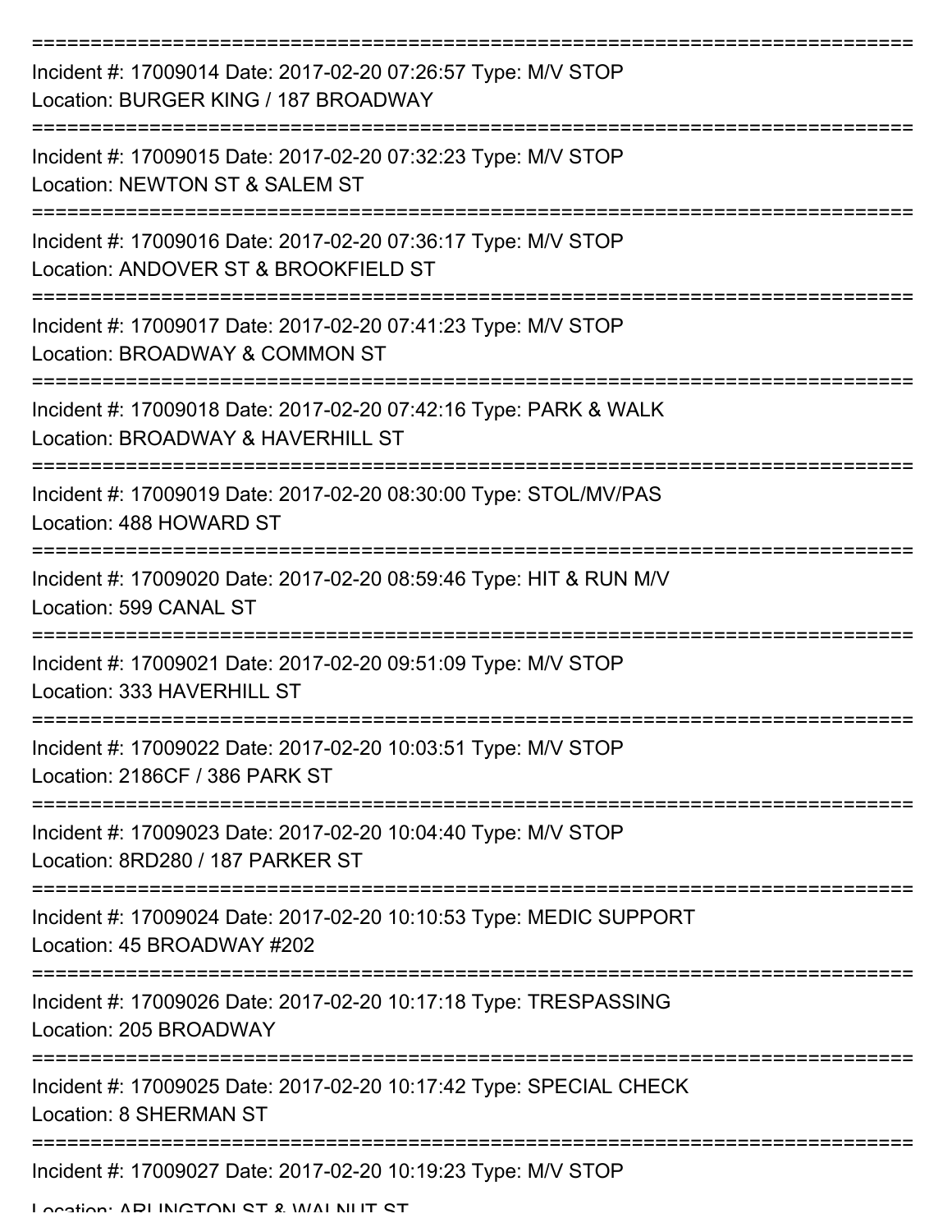===========================================================================

Incident #: 17009014 Date: 2017-02-20 07:26:57 Type: M/V STOP

Location: BURGER KING / 187 BROADWAY

===========================================================================

Incident #: 17009015 Date: 2017-02-20 07:32:23 Type: M/V STOP

Location: NEWTON ST & SALEM ST

===========================================================================

Incident #: 17009016 Date: 2017-02-20 07:36:17 Type: M/V STOP

Location: ANDOVER ST & BROOKFIELD ST

===========================================================================

Incident #: 17009017 Date: 2017-02-20 07:41:23 Type: M/V STOP

Location: BROADWAY & COMMON ST

===========================================================================

Incident #: 17009018 Date: 2017-02-20 07:42:16 Type: PARK & WALK

Location: BROADWAY & HAVERHILL ST

===========================================================================

Incident #: 17009019 Date: 2017-02-20 08:30:00 Type: STOL/MV/PAS

Location: 488 HOWARD ST

===========================================================================

Incident #: 17009020 Date: 2017-02-20 08:59:46 Type: HIT & RUN M/V

Location: 599 CANAL ST

===========================================================================

Incident #: 17009021 Date: 2017-02-20 09:51:09 Type: M/V STOP

Location: 333 HAVERHILL ST

===========================================================================

Incident #: 17009022 Date: 2017-02-20 10:03:51 Type: M/V STOP

Location: 2186CF / 386 PARK ST

===========================================================================

Incident #: 17009023 Date: 2017-02-20 10:04:40 Type: M/V STOP

Location: 8RD280 / 187 PARKER ST

===========================================================================

Incident #: 17009024 Date: 2017-02-20 10:10:53 Type: MEDIC SUPPORT

Location: 45 BROADWAY #202

===========================================================================

Incident #: 17009026 Date: 2017-02-20 10:17:18 Type: TRESPASSING

Location: 205 BROADWAY

===========================================================================

Incident #: 17009025 Date: 2017-02-20 10:17:42 Type: SPECIAL CHECK

Location: 8 SHERMAN ST

===========================================================================

Incident #: 17009027 Date: 2017-02-20 10:19:23 Type: M/V STOP

Location: ARLINGTON ST & WALNUT ST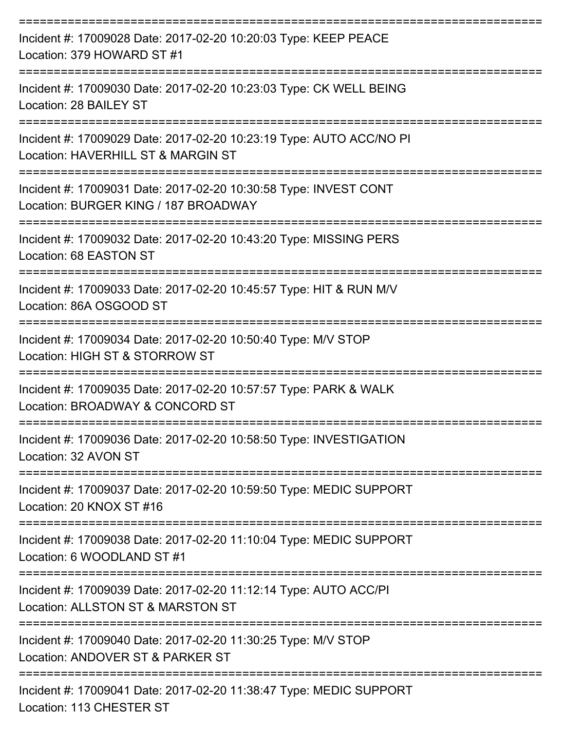===========================================================================

Incident #: 17009028 Date: 2017-02-20 10:20:03 Type: KEEP PEACE
Location: 379 HOWARD ST #1

===========================================================================

Incident #: 17009030 Date: 2017-02-20 10:23:03 Type: CK WELL BEING
Location: 28 BAILEY ST

===========================================================================

Incident #: 17009029 Date: 2017-02-20 10:23:19 Type: AUTO ACC/NO PI
Location: HAVERHILL ST & MARGIN ST

===========================================================================

Incident #: 17009031 Date: 2017-02-20 10:30:58 Type: INVEST CONT
Location: BURGER KING / 187 BROADWAY

===========================================================================

Incident #: 17009032 Date: 2017-02-20 10:43:20 Type: MISSING PERS
Location: 68 EASTON ST

===========================================================================

Incident #: 17009033 Date: 2017-02-20 10:45:57 Type: HIT & RUN M/V
Location: 86A OSGOOD ST

===========================================================================

Incident #: 17009034 Date: 2017-02-20 10:50:40 Type: M/V STOP
Location: HIGH ST & STORROW ST

===========================================================================

Incident #: 17009035 Date: 2017-02-20 10:57:57 Type: PARK & WALK
Location: BROADWAY & CONCORD ST

===========================================================================

Incident #: 17009036 Date: 2017-02-20 10:58:50 Type: INVESTIGATION
Location: 32 AVON ST

===========================================================================

Incident #: 17009037 Date: 2017-02-20 10:59:50 Type: MEDIC SUPPORT
Location: 20 KNOX ST #16

===========================================================================

Incident #: 17009038 Date: 2017-02-20 11:10:04 Type: MEDIC SUPPORT
Location: 6 WOODLAND ST #1

===========================================================================

Incident #: 17009039 Date: 2017-02-20 11:12:14 Type: AUTO ACC/PI
Location: ALLSTON ST & MARSTON ST

===========================================================================

Incident #: 17009040 Date: 2017-02-20 11:30:25 Type: M/V STOP
Location: ANDOVER ST & PARKER ST

===========================================================================

Incident #: 17009041 Date: 2017-02-20 11:38:47 Type: MEDIC SUPPORT
Location: 113 CHESTER ST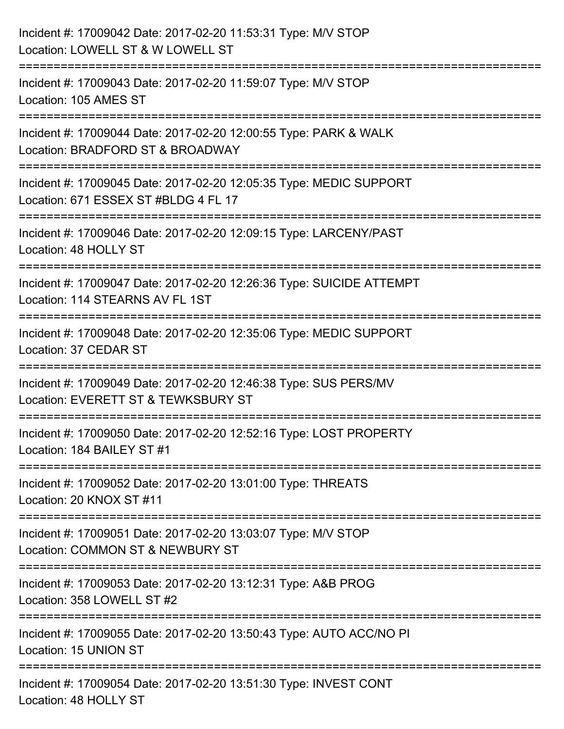Incident #: 17009042 Date: 2017-02-20 11:53:31 Type: M/V STOP
Location: LOWELL ST & W LOWELL ST

===========================================================================

Incident #: 17009043 Date: 2017-02-20 11:59:07 Type: M/V STOP
Location: 105 AMES ST

===========================================================================

Incident #: 17009044 Date: 2017-02-20 12:00:55 Type: PARK & WALK
Location: BRADFORD ST & BROADWAY

===========================================================================

Incident #: 17009045 Date: 2017-02-20 12:05:35 Type: MEDIC SUPPORT
Location: 671 ESSEX ST #BLDG 4 FL 17

===========================================================================

Incident #: 17009046 Date: 2017-02-20 12:09:15 Type: LARCENY/PAST
Location: 48 HOLLY ST

===========================================================================

Incident #: 17009047 Date: 2017-02-20 12:26:36 Type: SUICIDE ATTEMPT
Location: 114 STEARNS AV FL 1ST

===========================================================================

Incident #: 17009048 Date: 2017-02-20 12:35:06 Type: MEDIC SUPPORT
Location: 37 CEDAR ST

===========================================================================

Incident #: 17009049 Date: 2017-02-20 12:46:38 Type: SUS PERS/MV
Location: EVERETT ST & TEWKSBURY ST

===========================================================================

Incident #: 17009050 Date: 2017-02-20 12:52:16 Type: LOST PROPERTY
Location: 184 BAILEY ST #1

===========================================================================

Incident #: 17009052 Date: 2017-02-20 13:01:00 Type: THREATS
Location: 20 KNOX ST #11

===========================================================================

Incident #: 17009051 Date: 2017-02-20 13:03:07 Type: M/V STOP
Location: COMMON ST & NEWBURY ST

===========================================================================

Incident #: 17009053 Date: 2017-02-20 13:12:31 Type: A&B PROG
Location: 358 LOWELL ST #2

===========================================================================

Incident #: 17009055 Date: 2017-02-20 13:50:43 Type: AUTO ACC/NO PI
Location: 15 UNION ST

===========================================================================

Incident #: 17009054 Date: 2017-02-20 13:51:30 Type: INVEST CONT
Location: 48 HOLLY ST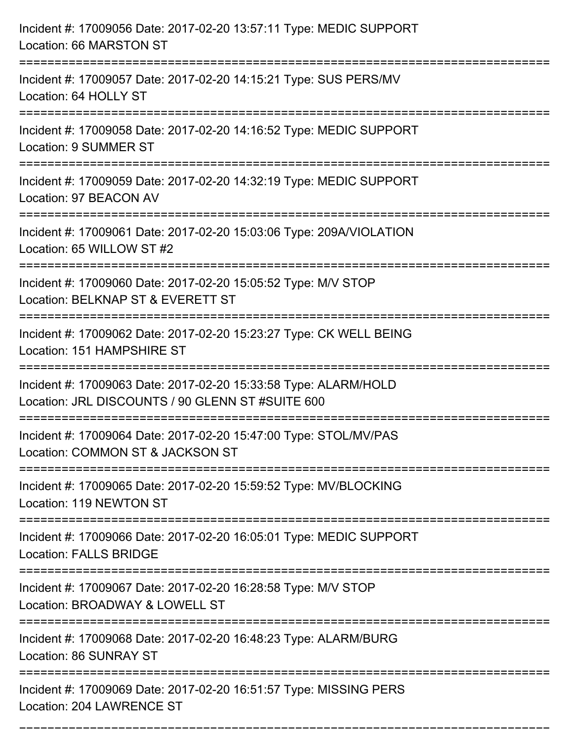Incident #: 17009056 Date: 2017-02-20 13:57:11 Type: MEDIC SUPPORT
Location: 66 MARSTON ST

===========================================================================

Incident #: 17009057 Date: 2017-02-20 14:15:21 Type: SUS PERS/MV
Location: 64 HOLLY ST

===========================================================================

Incident #: 17009058 Date: 2017-02-20 14:16:52 Type: MEDIC SUPPORT
Location: 9 SUMMER ST

===========================================================================

Incident #: 17009059 Date: 2017-02-20 14:32:19 Type: MEDIC SUPPORT
Location: 97 BEACON AV

===========================================================================

Incident #: 17009061 Date: 2017-02-20 15:03:06 Type: 209A/VIOLATION
Location: 65 WILLOW ST #2

===========================================================================

Incident #: 17009060 Date: 2017-02-20 15:05:52 Type: M/V STOP
Location: BELKNAP ST & EVERETT ST

===========================================================================

Incident #: 17009062 Date: 2017-02-20 15:23:27 Type: CK WELL BEING
Location: 151 HAMPSHIRE ST

===========================================================================

Incident #: 17009063 Date: 2017-02-20 15:33:58 Type: ALARM/HOLD
Location: JRL DISCOUNTS / 90 GLENN ST #SUITE 600

===========================================================================

Incident #: 17009064 Date: 2017-02-20 15:47:00 Type: STOL/MV/PAS
Location: COMMON ST & JACKSON ST

===========================================================================

Incident #: 17009065 Date: 2017-02-20 15:59:52 Type: MV/BLOCKING
Location: 119 NEWTON ST

===========================================================================

Incident #: 17009066 Date: 2017-02-20 16:05:01 Type: MEDIC SUPPORT
Location: FALLS BRIDGE

===========================================================================

Incident #: 17009067 Date: 2017-02-20 16:28:58 Type: M/V STOP
Location: BROADWAY & LOWELL ST

===========================================================================

Incident #: 17009068 Date: 2017-02-20 16:48:23 Type: ALARM/BURG
Location: 86 SUNRAY ST

===========================================================================

Incident #: 17009069 Date: 2017-02-20 16:51:57 Type: MISSING PERS
Location: 204 LAWRENCE ST

===========================================================================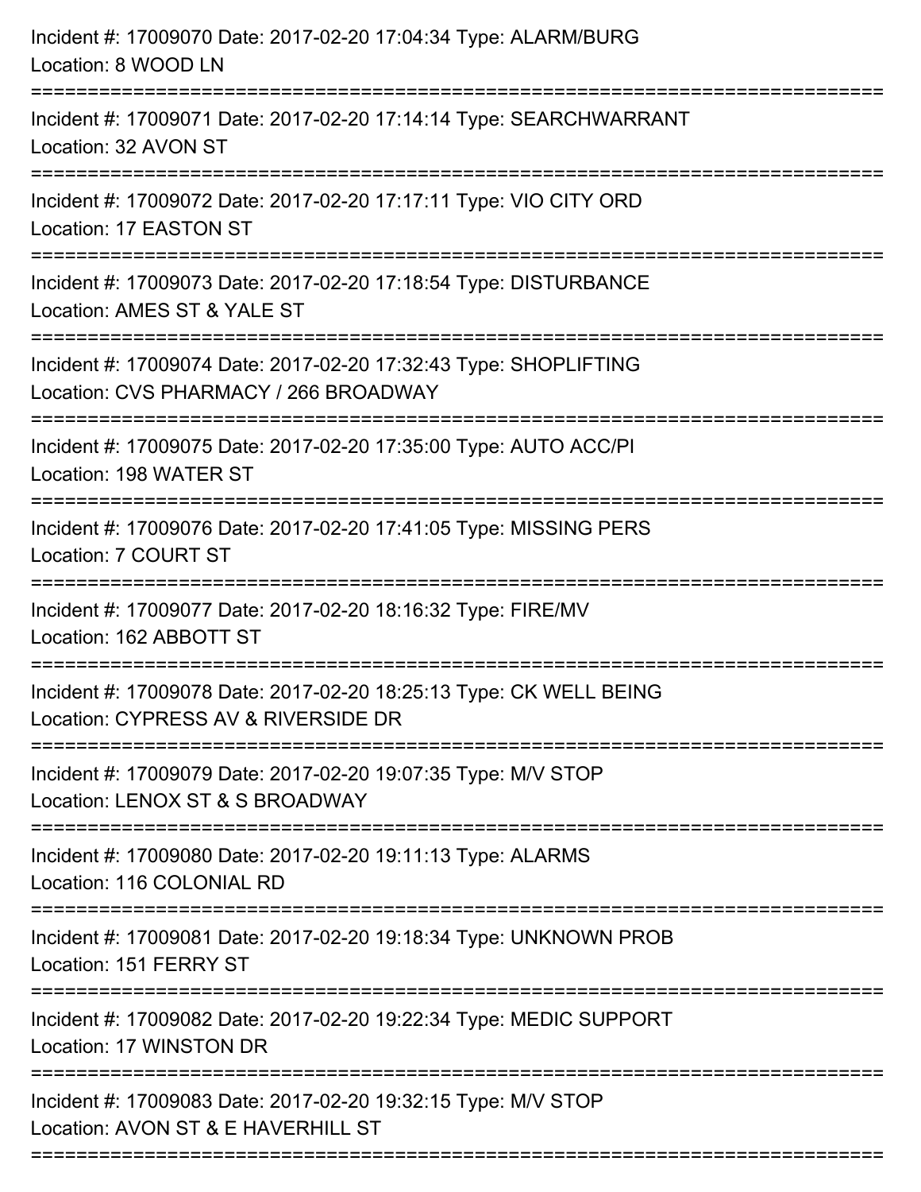Incident #: 17009070 Date: 2017-02-20 17:04:34 Type: ALARM/BURG
Location: 8 WOOD LN

===========================================================================

Incident #: 17009071 Date: 2017-02-20 17:14:14 Type: SEARCHWARRANT
Location: 32 AVON ST

===========================================================================

Incident #: 17009072 Date: 2017-02-20 17:17:11 Type: VIO CITY ORD
Location: 17 EASTON ST

===========================================================================

Incident #: 17009073 Date: 2017-02-20 17:18:54 Type: DISTURBANCE
Location: AMES ST & YALE ST

===========================================================================

Incident #: 17009074 Date: 2017-02-20 17:32:43 Type: SHOPLIFTING
Location: CVS PHARMACY / 266 BROADWAY

===========================================================================

Incident #: 17009075 Date: 2017-02-20 17:35:00 Type: AUTO ACC/PI
Location: 198 WATER ST

===========================================================================

Incident #: 17009076 Date: 2017-02-20 17:41:05 Type: MISSING PERS
Location: 7 COURT ST

===========================================================================

Incident #: 17009077 Date: 2017-02-20 18:16:32 Type: FIRE/MV
Location: 162 ABBOTT ST

===========================================================================

Incident #: 17009078 Date: 2017-02-20 18:25:13 Type: CK WELL BEING
Location: CYPRESS AV & RIVERSIDE DR

===========================================================================

Incident #: 17009079 Date: 2017-02-20 19:07:35 Type: M/V STOP
Location: LENOX ST & S BROADWAY

===========================================================================

Incident #: 17009080 Date: 2017-02-20 19:11:13 Type: ALARMS
Location: 116 COLONIAL RD

===========================================================================

Incident #: 17009081 Date: 2017-02-20 19:18:34 Type: UNKNOWN PROB
Location: 151 FERRY ST

===========================================================================

Incident #: 17009082 Date: 2017-02-20 19:22:34 Type: MEDIC SUPPORT
Location: 17 WINSTON DR

===========================================================================

Incident #: 17009083 Date: 2017-02-20 19:32:15 Type: M/V STOP
Location: AVON ST & E HAVERHILL ST

===========================================================================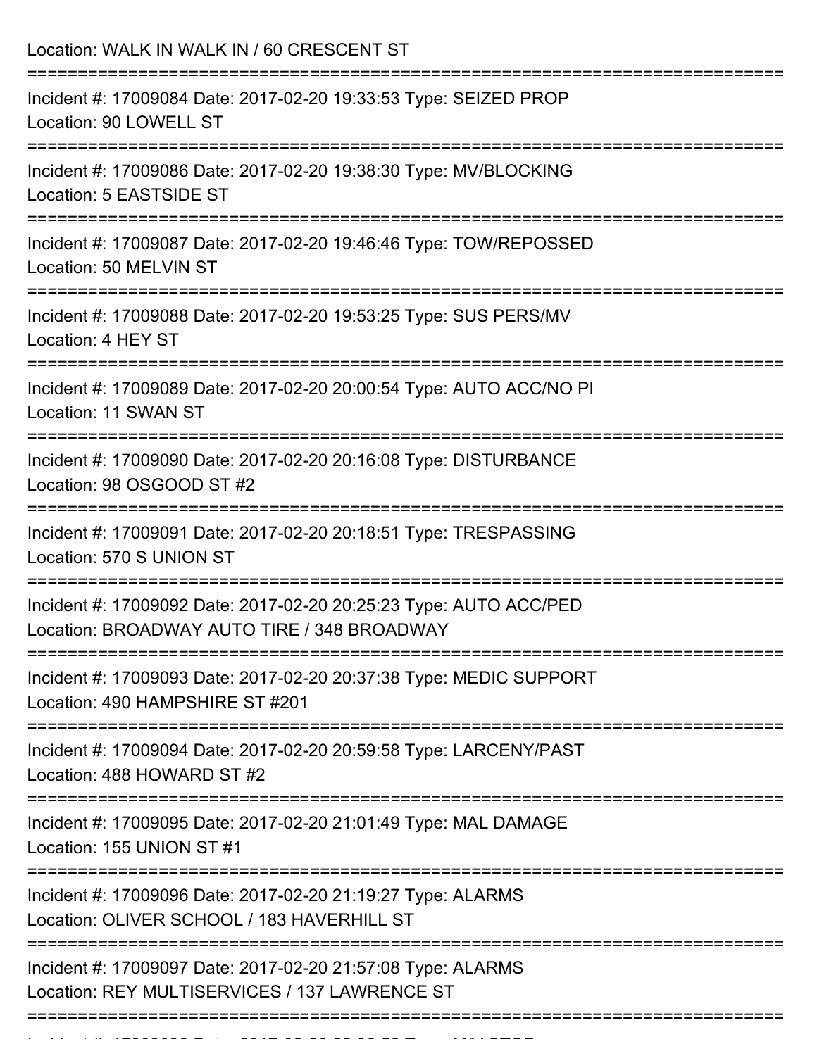Location: WALK IN WALK IN / 60 CRESCENT ST

===========================================================================

Incident #: 17009084 Date: 2017-02-20 19:33:53 Type: SEIZED PROP
Location: 90 LOWELL ST

===========================================================================

Incident #: 17009086 Date: 2017-02-20 19:38:30 Type: MV/BLOCKING
Location: 5 EASTSIDE ST

===========================================================================

Incident #: 17009087 Date: 2017-02-20 19:46:46 Type: TOW/REPOSSED
Location: 50 MELVIN ST

===========================================================================

Incident #: 17009088 Date: 2017-02-20 19:53:25 Type: SUS PERS/MV
Location: 4 HEY ST

===========================================================================

Incident #: 17009089 Date: 2017-02-20 20:00:54 Type: AUTO ACC/NO PI
Location: 11 SWAN ST

===========================================================================

Incident #: 17009090 Date: 2017-02-20 20:16:08 Type: DISTURBANCE
Location: 98 OSGOOD ST #2

===========================================================================

Incident #: 17009091 Date: 2017-02-20 20:18:51 Type: TRESPASSING
Location: 570 S UNION ST

===========================================================================

Incident #: 17009092 Date: 2017-02-20 20:25:23 Type: AUTO ACC/PED
Location: BROADWAY AUTO TIRE / 348 BROADWAY

===========================================================================

Incident #: 17009093 Date: 2017-02-20 20:37:38 Type: MEDIC SUPPORT
Location: 490 HAMPSHIRE ST #201

===========================================================================

Incident #: 17009094 Date: 2017-02-20 20:59:58 Type: LARCENY/PAST
Location: 488 HOWARD ST #2

===========================================================================

Incident #: 17009095 Date: 2017-02-20 21:01:49 Type: MAL DAMAGE
Location: 155 UNION ST #1

===========================================================================

Incident #: 17009096 Date: 2017-02-20 21:19:27 Type: ALARMS
Location: OLIVER SCHOOL / 183 HAVERHILL ST

===========================================================================

Incident #: 17009097 Date: 2017-02-20 21:57:08 Type: ALARMS
Location: REY MULTISERVICES / 137 LAWRENCE ST

===========================================================================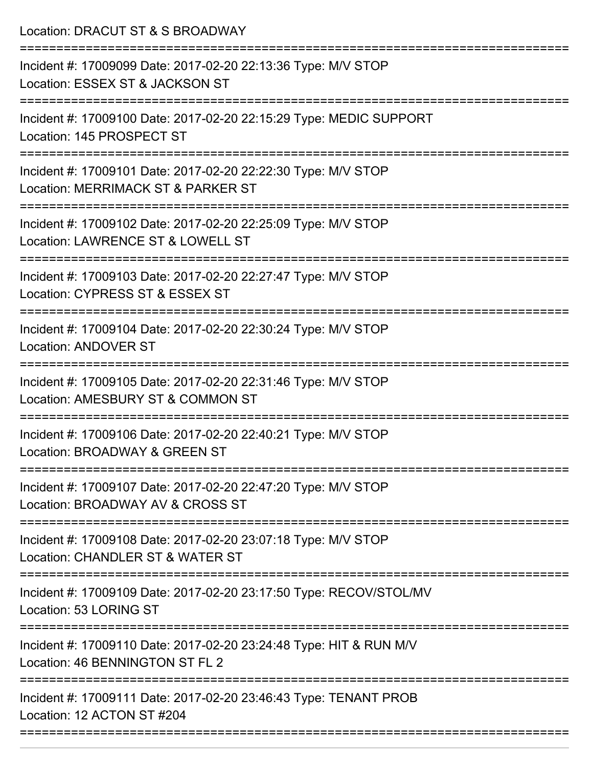Location: DRACUT ST & S BROADWAY

===========================================================================

Incident #: 17009099 Date: 2017-02-20 22:13:36 Type: M/V STOP
Location: ESSEX ST & JACKSON ST

===========================================================================

Incident #: 17009100 Date: 2017-02-20 22:15:29 Type: MEDIC SUPPORT
Location: 145 PROSPECT ST

===========================================================================

Incident #: 17009101 Date: 2017-02-20 22:22:30 Type: M/V STOP
Location: MERRIMACK ST & PARKER ST

===========================================================================

Incident #: 17009102 Date: 2017-02-20 22:25:09 Type: M/V STOP
Location: LAWRENCE ST & LOWELL ST

===========================================================================

Incident #: 17009103 Date: 2017-02-20 22:27:47 Type: M/V STOP
Location: CYPRESS ST & ESSEX ST

===========================================================================

Incident #: 17009104 Date: 2017-02-20 22:30:24 Type: M/V STOP
Location: ANDOVER ST

===========================================================================

Incident #: 17009105 Date: 2017-02-20 22:31:46 Type: M/V STOP
Location: AMESBURY ST & COMMON ST

===========================================================================

Incident #: 17009106 Date: 2017-02-20 22:40:21 Type: M/V STOP
Location: BROADWAY & GREEN ST

===========================================================================

Incident #: 17009107 Date: 2017-02-20 22:47:20 Type: M/V STOP
Location: BROADWAY AV & CROSS ST

===========================================================================

Incident #: 17009108 Date: 2017-02-20 23:07:18 Type: M/V STOP
Location: CHANDLER ST & WATER ST

===========================================================================

Incident #: 17009109 Date: 2017-02-20 23:17:50 Type: RECOV/STOL/MV
Location: 53 LORING ST

===========================================================================

Incident #: 17009110 Date: 2017-02-20 23:24:48 Type: HIT & RUN M/V
Location: 46 BENNINGTON ST FL 2

===========================================================================

Incident #: 17009111 Date: 2017-02-20 23:46:43 Type: TENANT PROB
Location: 12 ACTON ST #204

===========================================================================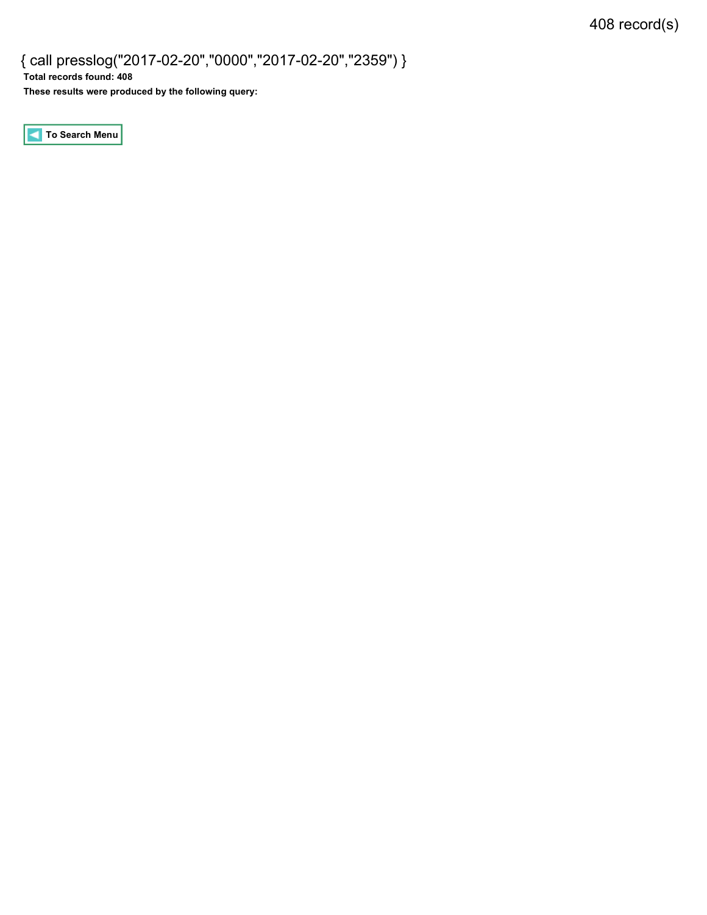408 record(s)

{ call presslog("2017-02-20","0000","2017-02-20","2359") }

**Total records found: 408**

**These results were produced by the following query:**

**To Search Menu**